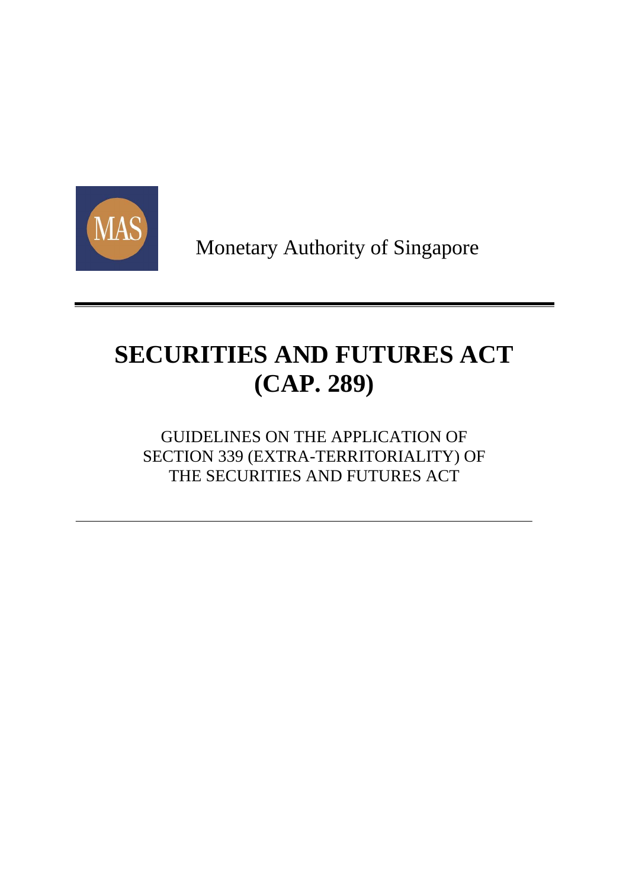Monetary Authority of Singapore

# SECURITIES AND FUTURES ACT (CAP. 289)

GUIDELINES ON THE APPLICATION OF SECTION 339 (EXTRA-TERRITORIALITY) OF THE SECURITIES AND FUTURES ACT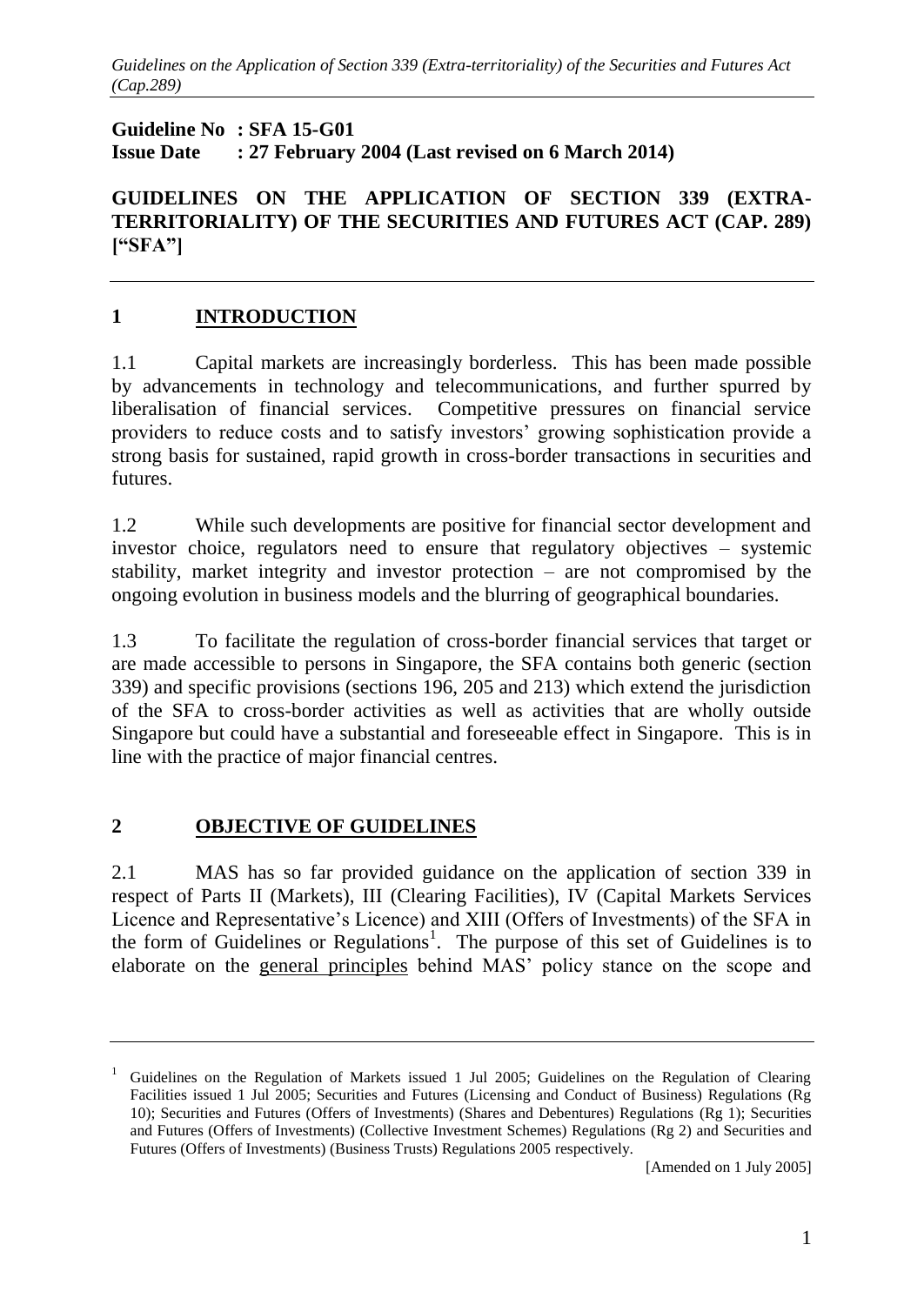**Guideline No : SFA 15-G01**
**Issue Date : 27 February 2004 (Last revised on 6 March 2014)**

**GUIDELINES ON THE APPLICATION OF SECTION 339 (EXTRA-TERRITORIALITY) OF THE SECURITIES AND FUTURES ACT (CAP. 289) ["SFA"]**

---

## 1 INTRODUCTION

1.1 Capital markets are increasingly borderless. This has been made possible by advancements in technology and telecommunications, and further spurred by liberalisation of financial services. Competitive pressures on financial service providers to reduce costs and to satisfy investors' growing sophistication provide a strong basis for sustained, rapid growth in cross-border transactions in securities and futures.

1.2 While such developments are positive for financial sector development and investor choice, regulators need to ensure that regulatory objectives – systemic stability, market integrity and investor protection – are not compromised by the ongoing evolution in business models and the blurring of geographical boundaries.

1.3 To facilitate the regulation of cross-border financial services that target or are made accessible to persons in Singapore, the SFA contains both generic (section 339) and specific provisions (sections 196, 205 and 213) which extend the jurisdiction of the SFA to cross-border activities as well as activities that are wholly outside Singapore but could have a substantial and foreseeable effect in Singapore. This is in line with the practice of major financial centres.

## 2 OBJECTIVE OF GUIDELINES

2.1 MAS has so far provided guidance on the application of section 339 in respect of Parts II (Markets), III (Clearing Facilities), IV (Capital Markets Services Licence and Representative's Licence) and XIII (Offers of Investments) of the SFA in the form of Guidelines or Regulations[1]. The purpose of this set of Guidelines is to elaborate on the general principles behind MAS' policy stance on the scope and

---

[1] Guidelines on the Regulation of Markets issued 1 Jul 2005; Guidelines on the Regulation of Clearing Facilities issued 1 Jul 2005; Securities and Futures (Licensing and Conduct of Business) Regulations (Rg 10); Securities and Futures (Offers of Investments) (Shares and Debentures) Regulations (Rg 1); Securities and Futures (Offers of Investments) (Collective Investment Schemes) Regulations (Rg 2) and Securities and Futures (Offers of Investments) (Business Trusts) Regulations 2005 respectively.

[Amended on 1 July 2005]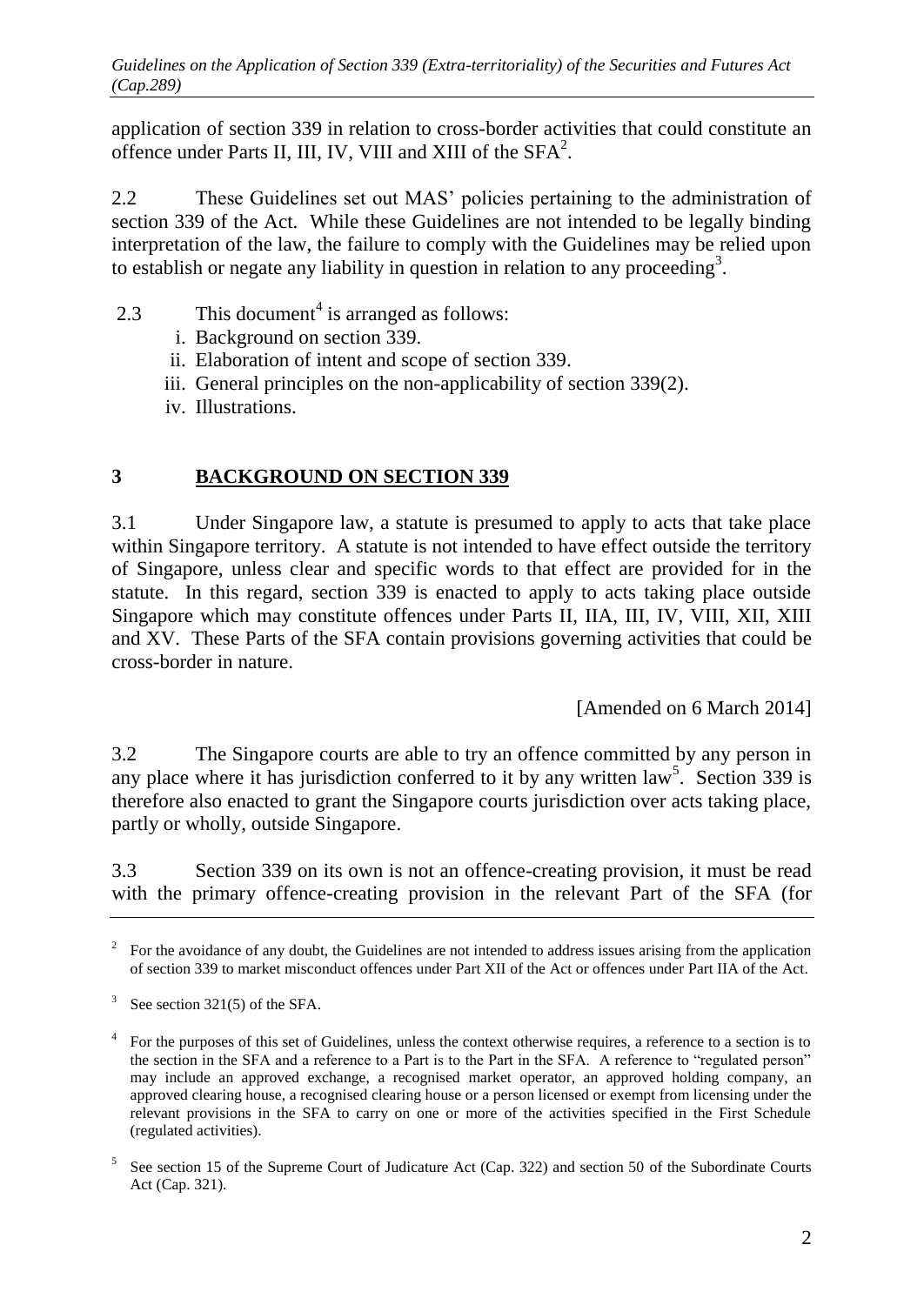application of section 339 in relation to cross-border activities that could constitute an offence under Parts II, III, IV, VIII and XIII of the SFA[2].

2.2 These Guidelines set out MAS' policies pertaining to the administration of section 339 of the Act. While these Guidelines are not intended to be legally binding interpretation of the law, the failure to comply with the Guidelines may be relied upon to establish or negate any liability in question in relation to any proceeding[3].

2.3 This document[4] is arranged as follows:

i. Background on section 339.
ii. Elaboration of intent and scope of section 339.
iii. General principles on the non-applicability of section 339(2).
iv. Illustrations.

## 3 BACKGROUND ON SECTION 339

3.1 Under Singapore law, a statute is presumed to apply to acts that take place within Singapore territory. A statute is not intended to have effect outside the territory of Singapore, unless clear and specific words to that effect are provided for in the statute. In this regard, section 339 is enacted to apply to acts taking place outside Singapore which may constitute offences under Parts II, IIA, III, IV, VIII, XII, XIII and XV. These Parts of the SFA contain provisions governing activities that could be cross-border in nature.

[Amended on 6 March 2014]

3.2 The Singapore courts are able to try an offence committed by any person in any place where it has jurisdiction conferred to it by any written law[5]. Section 339 is therefore also enacted to grant the Singapore courts jurisdiction over acts taking place, partly or wholly, outside Singapore.

3.3 Section 339 on its own is not an offence-creating provision, it must be read with the primary offence-creating provision in the relevant Part of the SFA (for

---

[2] For the avoidance of any doubt, the Guidelines are not intended to address issues arising from the application of section 339 to market misconduct offences under Part XII of the Act or offences under Part IIA of the Act.

[3] See section 321(5) of the SFA.

[4] For the purposes of this set of Guidelines, unless the context otherwise requires, a reference to a section is to the section in the SFA and a reference to a Part is to the Part in the SFA. A reference to "regulated person" may include an approved exchange, a recognised market operator, an approved holding company, an approved clearing house, a recognised clearing house or a person licensed or exempt from licensing under the relevant provisions in the SFA to carry on one or more of the activities specified in the First Schedule (regulated activities).

[5] See section 15 of the Supreme Court of Judicature Act (Cap. 322) and section 50 of the Subordinate Courts Act (Cap. 321).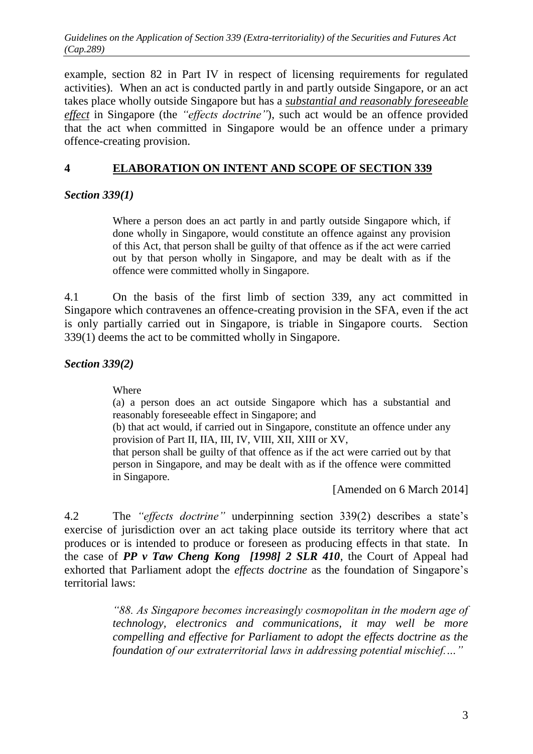example, section 82 in Part IV in respect of licensing requirements for regulated activities). When an act is conducted partly in and partly outside Singapore, or an act takes place wholly outside Singapore but has a ***substantial and reasonably foreseeable effect*** in Singapore (the *"effects doctrine"*), such act would be an offence provided that the act when committed in Singapore would be an offence under a primary offence-creating provision.

## 4 ELABORATION ON INTENT AND SCOPE OF SECTION 339

### *Section 339(1)*

> Where a person does an act partly in and partly outside Singapore which, if done wholly in Singapore, would constitute an offence against any provision of this Act, that person shall be guilty of that offence as if the act were carried out by that person wholly in Singapore, and may be dealt with as if the offence were committed wholly in Singapore.

4.1 On the basis of the first limb of section 339, any act committed in Singapore which contravenes an offence-creating provision in the SFA, even if the act is only partially carried out in Singapore, is triable in Singapore courts. Section 339(1) deems the act to be committed wholly in Singapore.

### *Section 339(2)*

> Where
>
> (a) a person does an act outside Singapore which has a substantial and reasonably foreseeable effect in Singapore; and
>
> (b) that act would, if carried out in Singapore, constitute an offence under any provision of Part II, IIA, III, IV, VIII, XII, XIII or XV,
>
> that person shall be guilty of that offence as if the act were carried out by that person in Singapore, and may be dealt with as if the offence were committed in Singapore.
>
> [Amended on 6 March 2014]

4.2 The *"effects doctrine"* underpinning section 339(2) describes a state's exercise of jurisdiction over an act taking place outside its territory where that act produces or is intended to produce or foreseen as producing effects in that state. In the case of ***PP v Taw Cheng Kong [1998] 2 SLR 410***, the Court of Appeal had exhorted that Parliament adopt the *effects doctrine* as the foundation of Singapore's territorial laws:

> *"88. As Singapore becomes increasingly cosmopolitan in the modern age of technology, electronics and communications, it may well be more compelling and effective for Parliament to adopt the effects doctrine as the foundation of our extraterritorial laws in addressing potential mischief...."*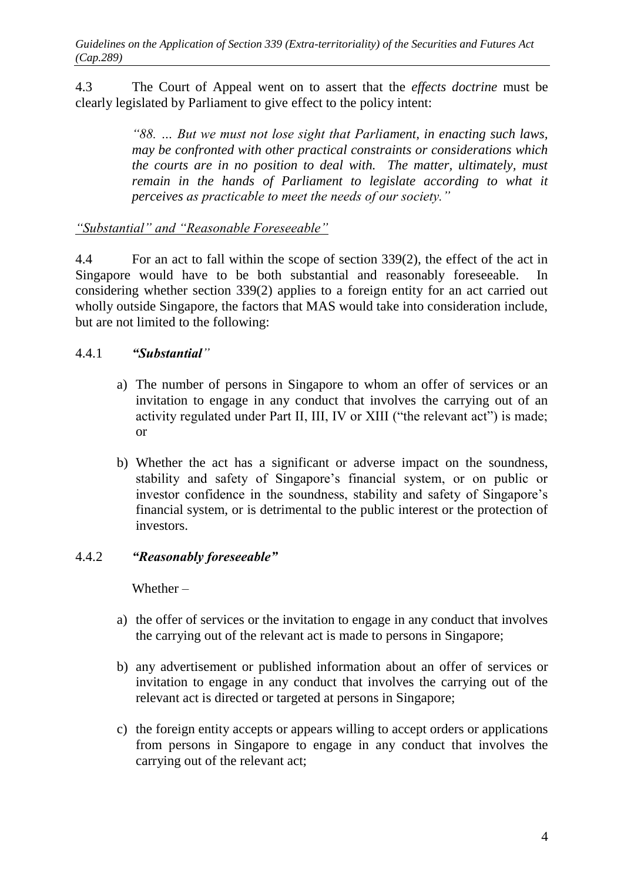4.3 The Court of Appeal went on to assert that the *effects doctrine* must be clearly legislated by Parliament to give effect to the policy intent:

> *"88. … But we must not lose sight that Parliament, in enacting such laws, may be confronted with other practical constraints or considerations which the courts are in no position to deal with. The matter, ultimately, must remain in the hands of Parliament to legislate according to what it perceives as practicable to meet the needs of our society."*

*"Substantial" and "Reasonable Foreseeable"*

4.4 For an act to fall within the scope of section 339(2), the effect of the act in Singapore would have to be both substantial and reasonably foreseeable. In considering whether section 339(2) applies to a foreign entity for an act carried out wholly outside Singapore, the factors that MAS would take into consideration include, but are not limited to the following:

4.4.1 ***"Substantial"***

a) The number of persons in Singapore to whom an offer of services or an invitation to engage in any conduct that involves the carrying out of an activity regulated under Part II, III, IV or XIII ("the relevant act") is made; or

b) Whether the act has a significant or adverse impact on the soundness, stability and safety of Singapore's financial system, or on public or investor confidence in the soundness, stability and safety of Singapore's financial system, or is detrimental to the public interest or the protection of investors.

4.4.2 ***"Reasonably foreseeable"***

Whether –

a) the offer of services or the invitation to engage in any conduct that involves the carrying out of the relevant act is made to persons in Singapore;

b) any advertisement or published information about an offer of services or invitation to engage in any conduct that involves the carrying out of the relevant act is directed or targeted at persons in Singapore;

c) the foreign entity accepts or appears willing to accept orders or applications from persons in Singapore to engage in any conduct that involves the carrying out of the relevant act;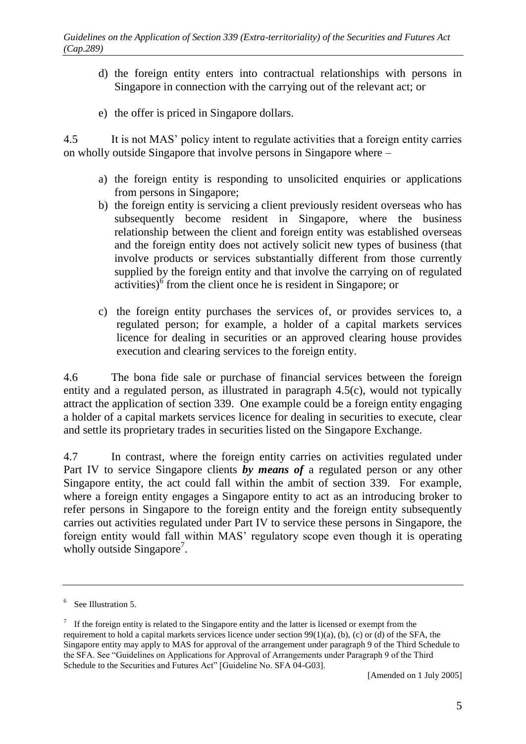d) the foreign entity enters into contractual relationships with persons in Singapore in connection with the carrying out of the relevant act; or

e) the offer is priced in Singapore dollars.

4.5 It is not MAS' policy intent to regulate activities that a foreign entity carries on wholly outside Singapore that involve persons in Singapore where –

a) the foreign entity is responding to unsolicited enquiries or applications from persons in Singapore;

b) the foreign entity is servicing a client previously resident overseas who has subsequently become resident in Singapore, where the business relationship between the client and foreign entity was established overseas and the foreign entity does not actively solicit new types of business (that involve products or services substantially different from those currently supplied by the foreign entity and that involve the carrying on of regulated activities)[6] from the client once he is resident in Singapore; or

c) the foreign entity purchases the services of, or provides services to, a regulated person; for example, a holder of a capital markets services licence for dealing in securities or an approved clearing house provides execution and clearing services to the foreign entity.

4.6 The bona fide sale or purchase of financial services between the foreign entity and a regulated person, as illustrated in paragraph 4.5(c), would not typically attract the application of section 339. One example could be a foreign entity engaging a holder of a capital markets services licence for dealing in securities to execute, clear and settle its proprietary trades in securities listed on the Singapore Exchange.

4.7 In contrast, where the foreign entity carries on activities regulated under Part IV to service Singapore clients ***by means of*** a regulated person or any other Singapore entity, the act could fall within the ambit of section 339. For example, where a foreign entity engages a Singapore entity to act as an introducing broker to refer persons in Singapore to the foreign entity and the foreign entity subsequently carries out activities regulated under Part IV to service these persons in Singapore, the foreign entity would fall within MAS' regulatory scope even though it is operating wholly outside Singapore[7].

---

[6] See Illustration 5.

[7] If the foreign entity is related to the Singapore entity and the latter is licensed or exempt from the requirement to hold a capital markets services licence under section 99(1)(a), (b), (c) or (d) of the SFA, the Singapore entity may apply to MAS for approval of the arrangement under paragraph 9 of the Third Schedule to the SFA. See "Guidelines on Applications for Approval of Arrangements under Paragraph 9 of the Third Schedule to the Securities and Futures Act" [Guideline No. SFA 04-G03].

[Amended on 1 July 2005]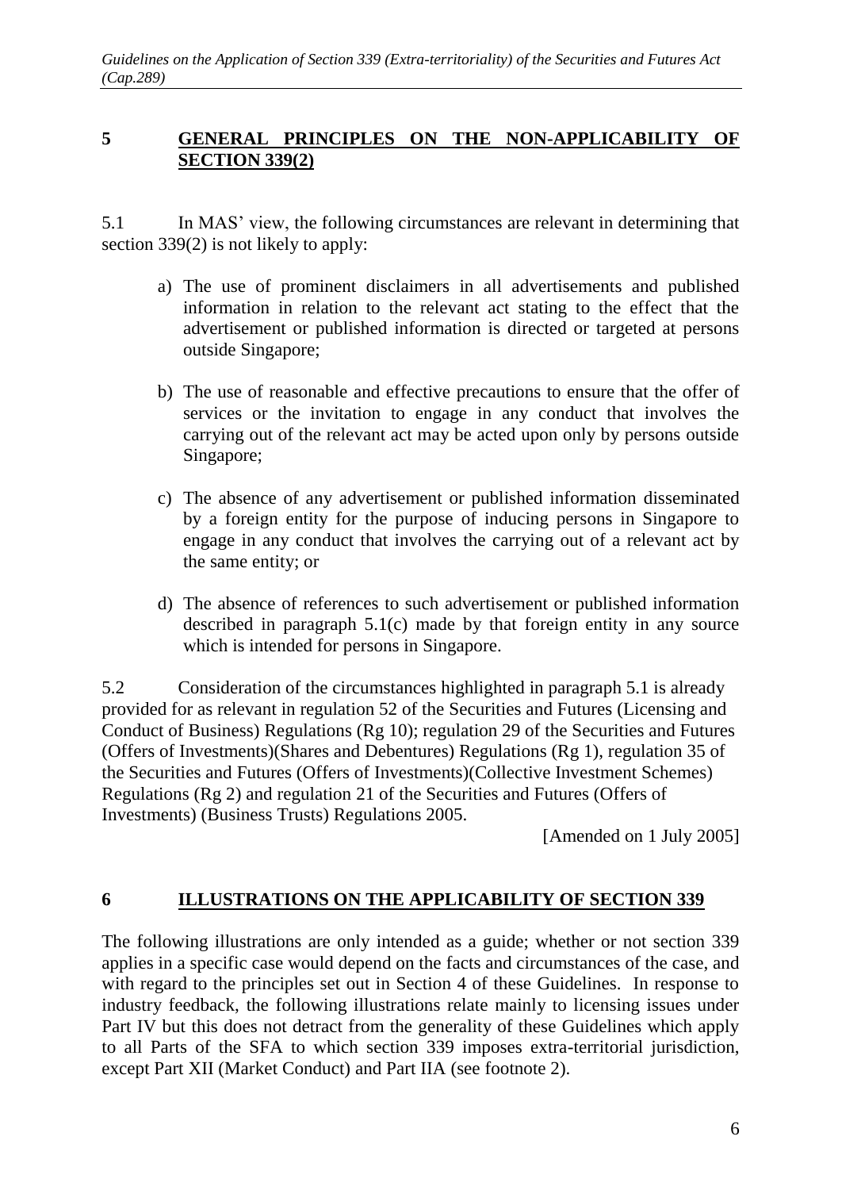## 5 GENERAL PRINCIPLES ON THE NON-APPLICABILITY OF SECTION 339(2)

5.1 In MAS' view, the following circumstances are relevant in determining that section 339(2) is not likely to apply:

a) The use of prominent disclaimers in all advertisements and published information in relation to the relevant act stating to the effect that the advertisement or published information is directed or targeted at persons outside Singapore;

b) The use of reasonable and effective precautions to ensure that the offer of services or the invitation to engage in any conduct that involves the carrying out of the relevant act may be acted upon only by persons outside Singapore;

c) The absence of any advertisement or published information disseminated by a foreign entity for the purpose of inducing persons in Singapore to engage in any conduct that involves the carrying out of a relevant act by the same entity; or

d) The absence of references to such advertisement or published information described in paragraph 5.1(c) made by that foreign entity in any source which is intended for persons in Singapore.

5.2 Consideration of the circumstances highlighted in paragraph 5.1 is already provided for as relevant in regulation 52 of the Securities and Futures (Licensing and Conduct of Business) Regulations (Rg 10); regulation 29 of the Securities and Futures (Offers of Investments)(Shares and Debentures) Regulations (Rg 1), regulation 35 of the Securities and Futures (Offers of Investments)(Collective Investment Schemes) Regulations (Rg 2) and regulation 21 of the Securities and Futures (Offers of Investments) (Business Trusts) Regulations 2005.

[Amended on 1 July 2005]

## 6 ILLUSTRATIONS ON THE APPLICABILITY OF SECTION 339

The following illustrations are only intended as a guide; whether or not section 339 applies in a specific case would depend on the facts and circumstances of the case, and with regard to the principles set out in Section 4 of these Guidelines. In response to industry feedback, the following illustrations relate mainly to licensing issues under Part IV but this does not detract from the generality of these Guidelines which apply to all Parts of the SFA to which section 339 imposes extra-territorial jurisdiction, except Part XII (Market Conduct) and Part IIA (see footnote 2).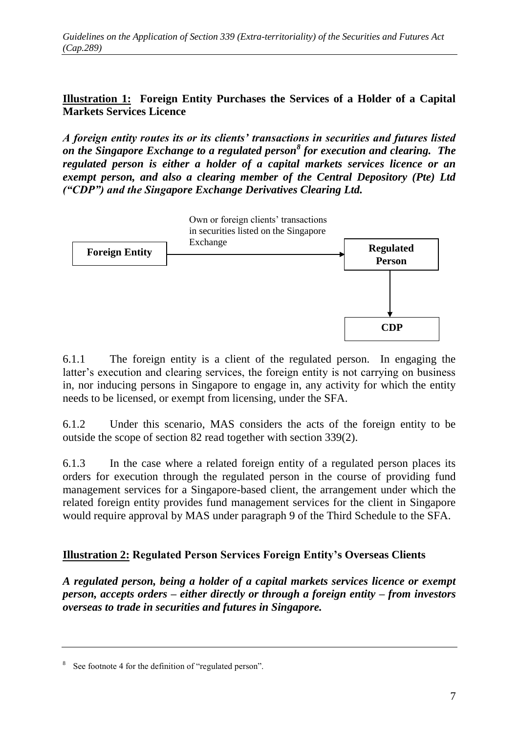**<u>Illustration 1:</u> Foreign Entity Purchases the Services of a Holder of a Capital Markets Services Licence**

***A foreign entity routes its or its clients' transactions in securities and futures listed on the Singapore Exchange to a regulated person[8] for execution and clearing. The regulated person is either a holder of a capital markets services licence or an exempt person, and also a clearing member of the Central Depository (Pte) Ltd ("CDP") and the Singapore Exchange Derivatives Clearing Ltd.***

```
                  Own or foreign clients' transactions
                  in securities listed on the Singapore
                  Exchange
+----------------+                                     +-----------+
| Foreign Entity | ----------------------------------> | Regulated |
+----------------+                                     |  Person   |
                                                       +-----------+
                                                             |
                                                             v
                                                       +-----------+
                                                       |    CDP    |
                                                       +-----------+
```

6.1.1 The foreign entity is a client of the regulated person. In engaging the latter's execution and clearing services, the foreign entity is not carrying on business in, nor inducing persons in Singapore to engage in, any activity for which the entity needs to be licensed, or exempt from licensing, under the SFA.

6.1.2 Under this scenario, MAS considers the acts of the foreign entity to be outside the scope of section 82 read together with section 339(2).

6.1.3 In the case where a related foreign entity of a regulated person places its orders for execution through the regulated person in the course of providing fund management services for a Singapore-based client, the arrangement under which the related foreign entity provides fund management services for the client in Singapore would require approval by MAS under paragraph 9 of the Third Schedule to the SFA.

**<u>Illustration 2:</u> Regulated Person Services Foreign Entity's Overseas Clients**

***A regulated person, being a holder of a capital markets services licence or exempt person, accepts orders – either directly or through a foreign entity – from investors overseas to trade in securities and futures in Singapore.***

---

[8] See footnote 4 for the definition of "regulated person".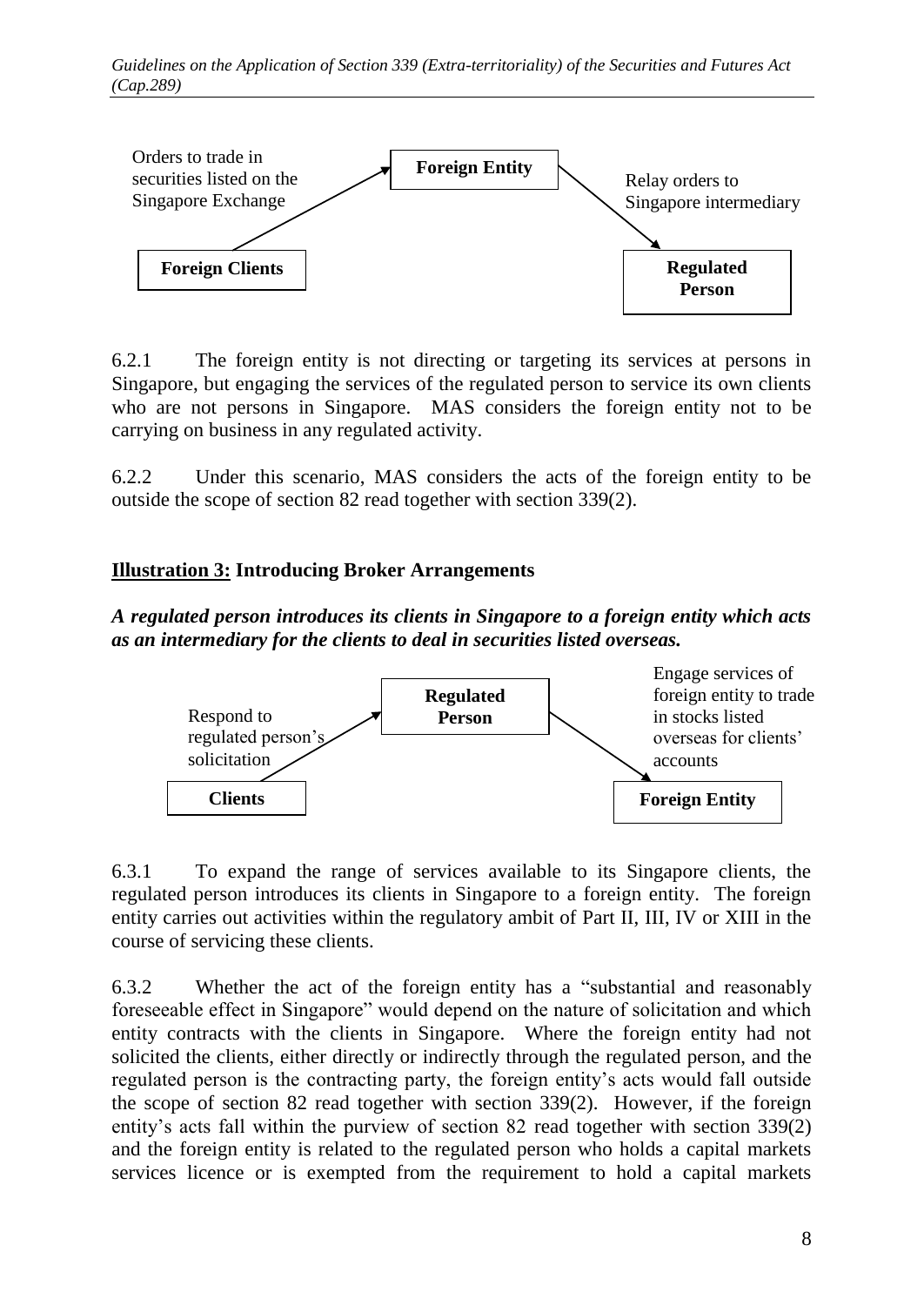Orders to trade in securities listed on the Singapore Exchange

**Foreign Clients** → **Foreign Entity** → **Regulated Person**

Relay orders to Singapore intermediary

6.2.1 The foreign entity is not directing or targeting its services at persons in Singapore, but engaging the services of the regulated person to service its own clients who are not persons in Singapore. MAS considers the foreign entity not to be carrying on business in any regulated activity.

6.2.2 Under this scenario, MAS considers the acts of the foreign entity to be outside the scope of section 82 read together with section 339(2).

**<u>Illustration 3:</u> Introducing Broker Arrangements**

***A regulated person introduces its clients in Singapore to a foreign entity which acts as an intermediary for the clients to deal in securities listed overseas.***

Respond to regulated person's solicitation

**Clients** → **Regulated Person** → **Foreign Entity**

Engage services of foreign entity to trade in stocks listed overseas for clients' accounts

6.3.1 To expand the range of services available to its Singapore clients, the regulated person introduces its clients in Singapore to a foreign entity. The foreign entity carries out activities within the regulatory ambit of Part II, III, IV or XIII in the course of servicing these clients.

6.3.2 Whether the act of the foreign entity has a "substantial and reasonably foreseeable effect in Singapore" would depend on the nature of solicitation and which entity contracts with the clients in Singapore. Where the foreign entity had not solicited the clients, either directly or indirectly through the regulated person, and the regulated person is the contracting party, the foreign entity's acts would fall outside the scope of section 82 read together with section 339(2). However, if the foreign entity's acts fall within the purview of section 82 read together with section 339(2) and the foreign entity is related to the regulated person who holds a capital markets services licence or is exempted from the requirement to hold a capital markets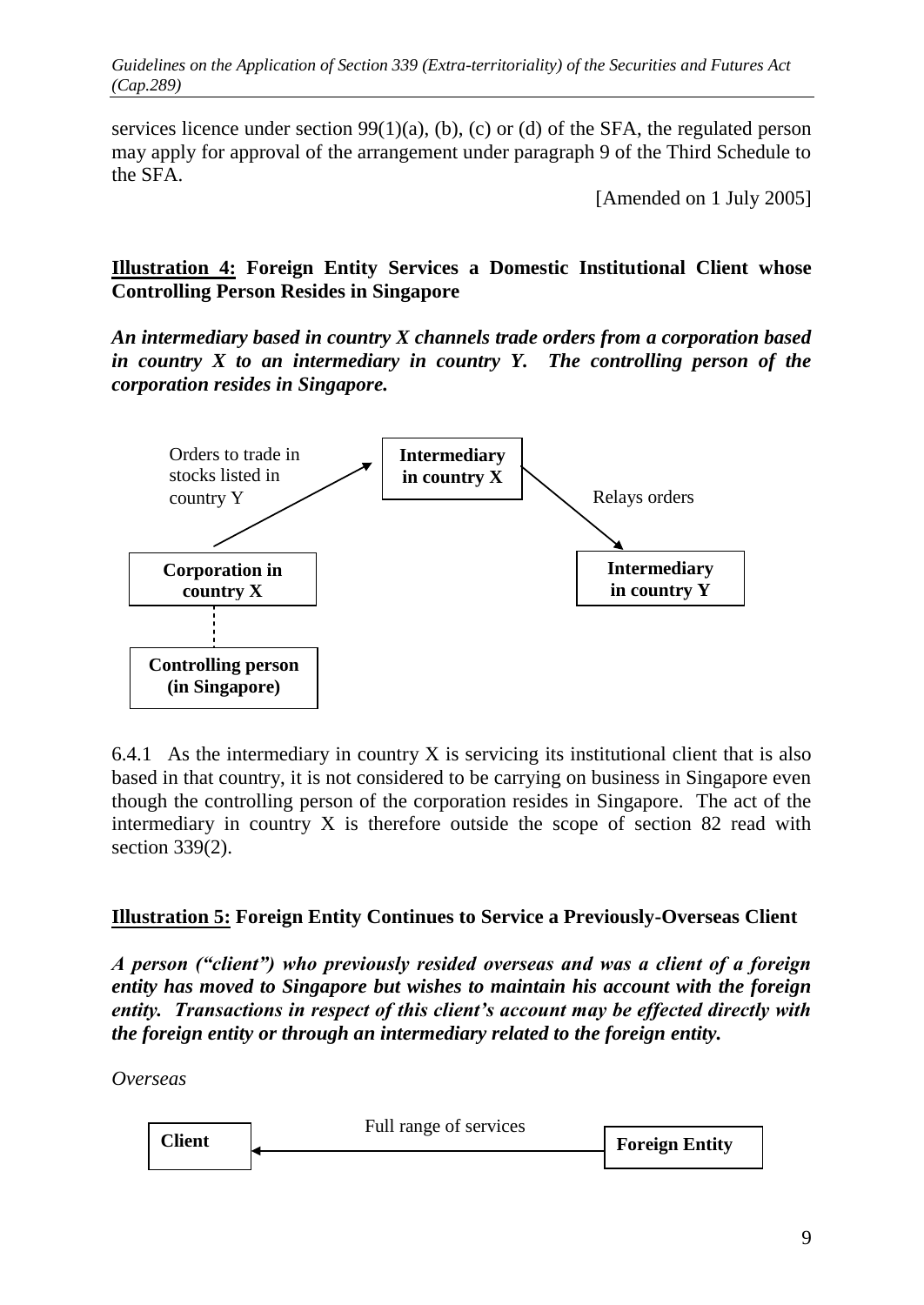services licence under section 99(1)(a), (b), (c) or (d) of the SFA, the regulated person may apply for approval of the arrangement under paragraph 9 of the Third Schedule to the SFA.

[Amended on 1 July 2005]

**Illustration 4: Foreign Entity Services a Domestic Institutional Client whose Controlling Person Resides in Singapore**

***An intermediary based in country X channels trade orders from a corporation based in country X to an intermediary in country Y. The controlling person of the corporation resides in Singapore.***

Orders to trade in stocks listed in country Y

**Intermediary in country X**

Relays orders

**Corporation in country X**

**Intermediary in country Y**

**Controlling person (in Singapore)**

6.4.1 As the intermediary in country X is servicing its institutional client that is also based in that country, it is not considered to be carrying on business in Singapore even though the controlling person of the corporation resides in Singapore. The act of the intermediary in country X is therefore outside the scope of section 82 read with section 339(2).

**Illustration 5: Foreign Entity Continues to Service a Previously-Overseas Client**

***A person ("client") who previously resided overseas and was a client of a foreign entity has moved to Singapore but wishes to maintain his account with the foreign entity. Transactions in respect of this client's account may be effected directly with the foreign entity or through an intermediary related to the foreign entity.***

*Overseas*

**Client** — Full range of services — **Foreign Entity**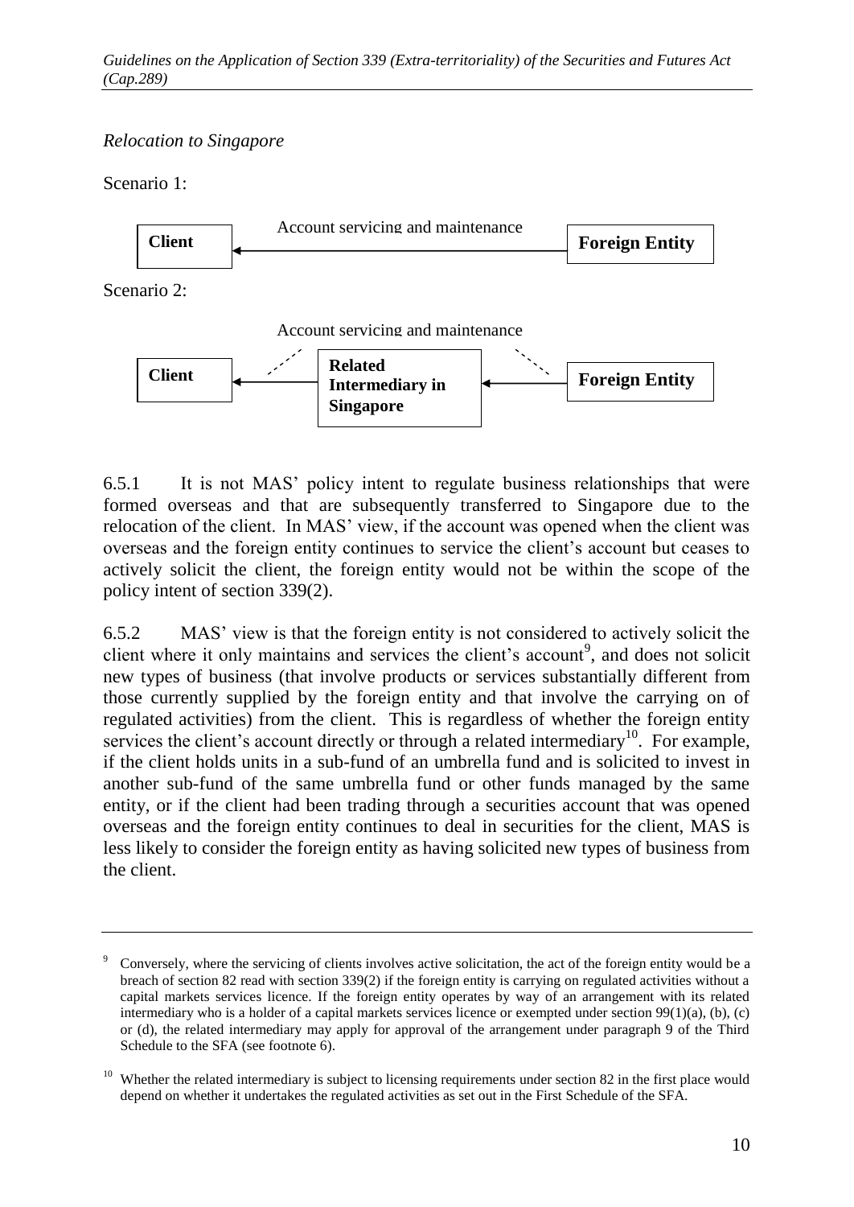*Relocation to Singapore*

Scenario 1:

Client ← Account servicing and maintenance — Foreign Entity

Scenario 2:

Client ← Related Intermediary in Singapore ← Foreign Entity (Account servicing and maintenance)

6.5.1 It is not MAS' policy intent to regulate business relationships that were formed overseas and that are subsequently transferred to Singapore due to the relocation of the client. In MAS' view, if the account was opened when the client was overseas and the foreign entity continues to service the client's account but ceases to actively solicit the client, the foreign entity would not be within the scope of the policy intent of section 339(2).

6.5.2 MAS' view is that the foreign entity is not considered to actively solicit the client where it only maintains and services the client's account[9], and does not solicit new types of business (that involve products or services substantially different from those currently supplied by the foreign entity and that involve the carrying on of regulated activities) from the client. This is regardless of whether the foreign entity services the client's account directly or through a related intermediary[10]. For example, if the client holds units in a sub-fund of an umbrella fund and is solicited to invest in another sub-fund of the same umbrella fund or other funds managed by the same entity, or if the client had been trading through a securities account that was opened overseas and the foreign entity continues to deal in securities for the client, MAS is less likely to consider the foreign entity as having solicited new types of business from the client.

---

[9] Conversely, where the servicing of clients involves active solicitation, the act of the foreign entity would be a breach of section 82 read with section 339(2) if the foreign entity is carrying on regulated activities without a capital markets services licence. If the foreign entity operates by way of an arrangement with its related intermediary who is a holder of a capital markets services licence or exempted under section 99(1)(a), (b), (c) or (d), the related intermediary may apply for approval of the arrangement under paragraph 9 of the Third Schedule to the SFA (see footnote 6).

[10] Whether the related intermediary is subject to licensing requirements under section 82 in the first place would depend on whether it undertakes the regulated activities as set out in the First Schedule of the SFA.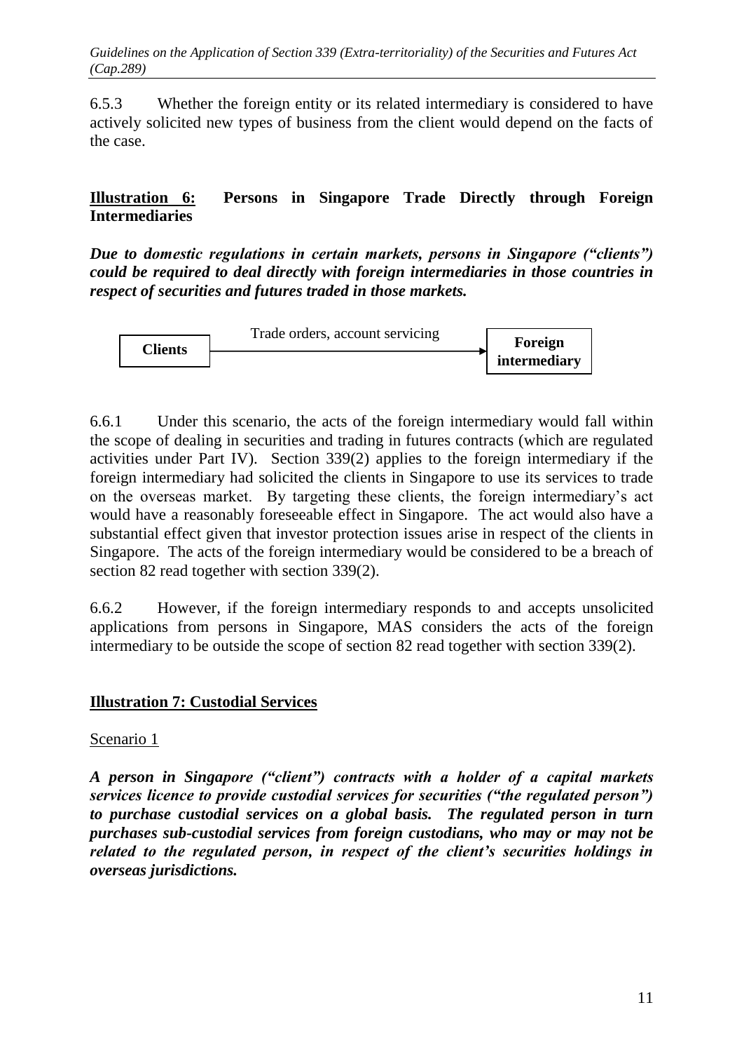6.5.3 Whether the foreign entity or its related intermediary is considered to have actively solicited new types of business from the client would depend on the facts of the case.

**Illustration 6: Persons in Singapore Trade Directly through Foreign Intermediaries**

***Due to domestic regulations in certain markets, persons in Singapore ("clients") could be required to deal directly with foreign intermediaries in those countries in respect of securities and futures traded in those markets.***

**Clients** —— Trade orders, account servicing ——> **Foreign intermediary**

6.6.1 Under this scenario, the acts of the foreign intermediary would fall within the scope of dealing in securities and trading in futures contracts (which are regulated activities under Part IV). Section 339(2) applies to the foreign intermediary if the foreign intermediary had solicited the clients in Singapore to use its services to trade on the overseas market. By targeting these clients, the foreign intermediary's act would have a reasonably foreseeable effect in Singapore. The act would also have a substantial effect given that investor protection issues arise in respect of the clients in Singapore. The acts of the foreign intermediary would be considered to be a breach of section 82 read together with section 339(2).

6.6.2 However, if the foreign intermediary responds to and accepts unsolicited applications from persons in Singapore, MAS considers the acts of the foreign intermediary to be outside the scope of section 82 read together with section 339(2).

**Illustration 7: Custodial Services**

Scenario 1

***A person in Singapore ("client") contracts with a holder of a capital markets services licence to provide custodial services for securities ("the regulated person") to purchase custodial services on a global basis. The regulated person in turn purchases sub-custodial services from foreign custodians, who may or may not be related to the regulated person, in respect of the client's securities holdings in overseas jurisdictions.***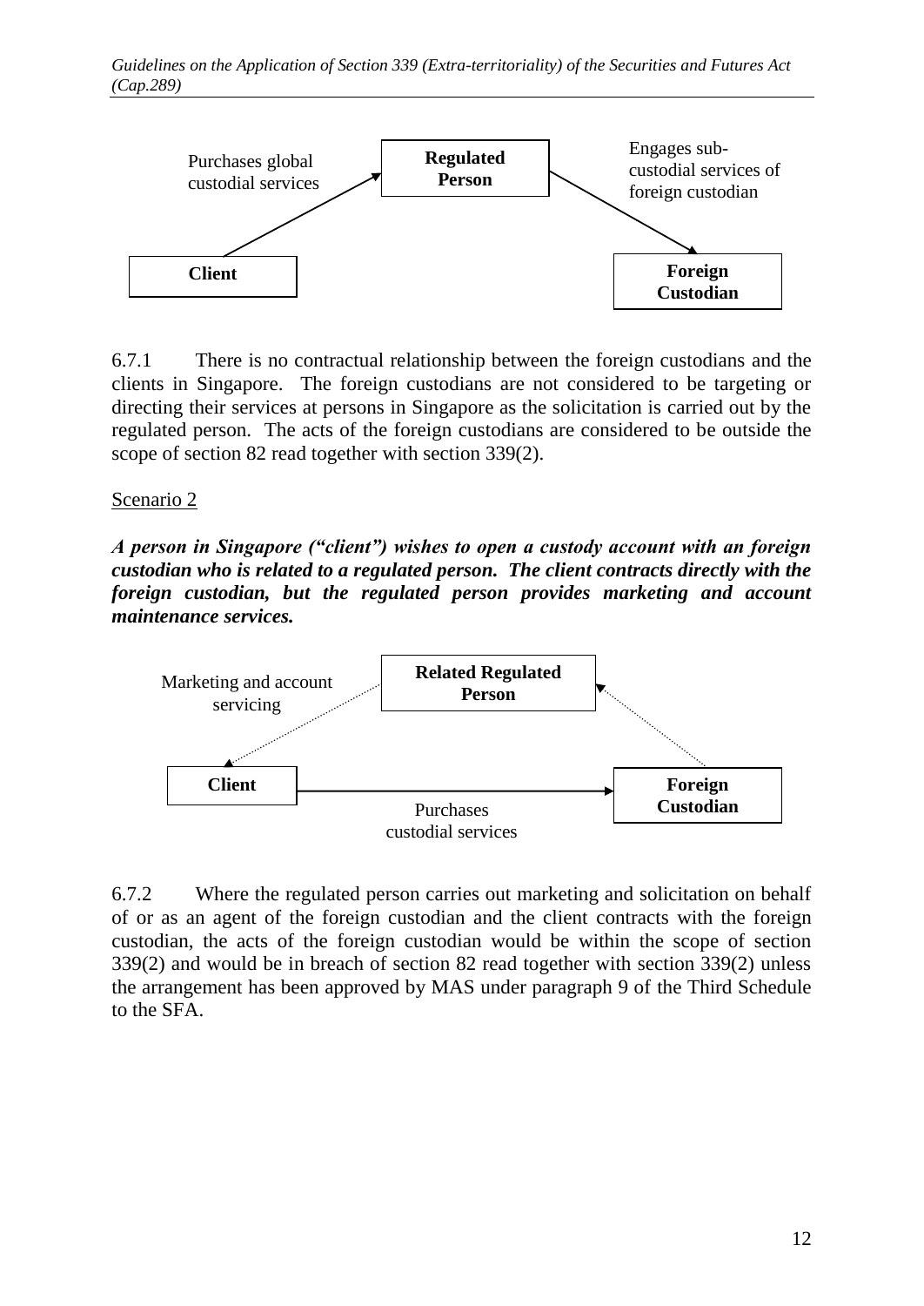6.7.1 There is no contractual relationship between the foreign custodians and the clients in Singapore. The foreign custodians are not considered to be targeting or directing their services at persons in Singapore as the solicitation is carried out by the regulated person. The acts of the foreign custodians are considered to be outside the scope of section 82 read together with section 339(2).

Scenario 2

***A person in Singapore ("client") wishes to open a custody account with an foreign custodian who is related to a regulated person. The client contracts directly with the foreign custodian, but the regulated person provides marketing and account maintenance services.***

6.7.2 Where the regulated person carries out marketing and solicitation on behalf of or as an agent of the foreign custodian and the client contracts with the foreign custodian, the acts of the foreign custodian would be within the scope of section 339(2) and would be in breach of section 82 read together with section 339(2) unless the arrangement has been approved by MAS under paragraph 9 of the Third Schedule to the SFA.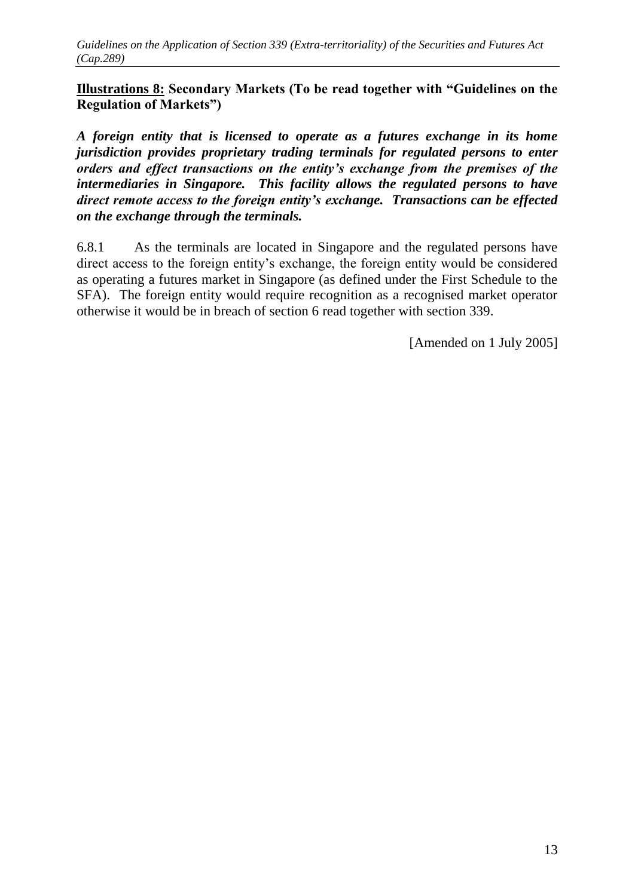**<u>Illustrations 8:</u> Secondary Markets (To be read together with "Guidelines on the Regulation of Markets")**

***A foreign entity that is licensed to operate as a futures exchange in its home jurisdiction provides proprietary trading terminals for regulated persons to enter orders and effect transactions on the entity's exchange from the premises of the intermediaries in Singapore. This facility allows the regulated persons to have direct remote access to the foreign entity's exchange. Transactions can be effected on the exchange through the terminals.***

6.8.1 As the terminals are located in Singapore and the regulated persons have direct access to the foreign entity's exchange, the foreign entity would be considered as operating a futures market in Singapore (as defined under the First Schedule to the SFA). The foreign entity would require recognition as a recognised market operator otherwise it would be in breach of section 6 read together with section 339.

[Amended on 1 July 2005]